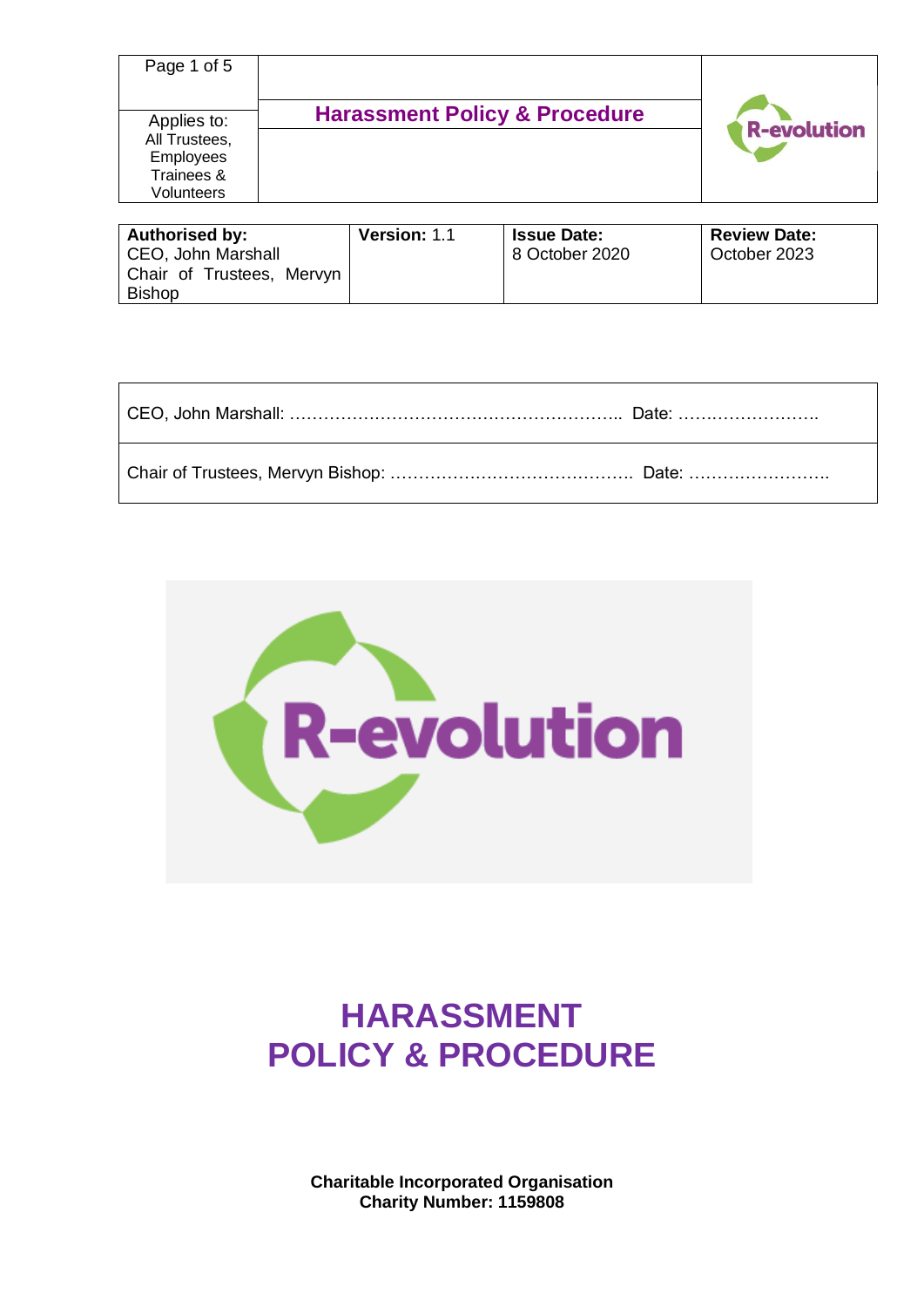| Applies to: All Trustees, Employees Trainees & Volunteers | Harassment Policy & Procedure |
|---|---|

| Authorised by: CEO, John Marshall Chair of Trustees, Mervyn Bishop | Version: 1.1 | Issue Date: 8 October 2020 | Review Date: October 2023 |
|---|---|---|---|

| |
|---|
| CEO, John Marshall: ………………………………………………….. Date: …….……………. |
| Chair of Trustees, Mervyn Bishop: ……………………………………. Date: ……………………. |

# HARASSMENT POLICY & PROCEDURE

**Charitable Incorporated Organisation**
**Charity Number: 1159808**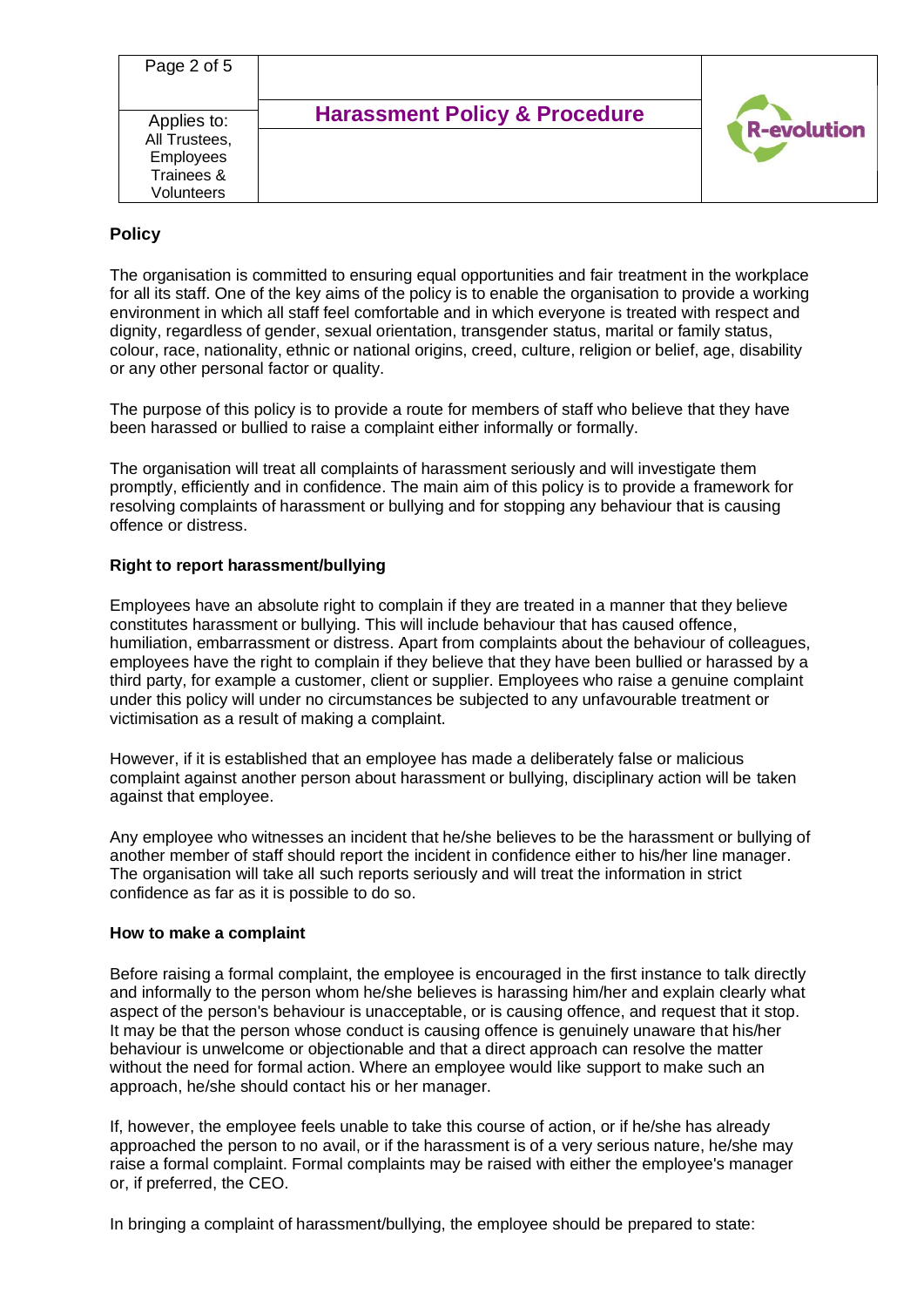## Policy

The organisation is committed to ensuring equal opportunities and fair treatment in the workplace for all its staff. One of the key aims of the policy is to enable the organisation to provide a working environment in which all staff feel comfortable and in which everyone is treated with respect and dignity, regardless of gender, sexual orientation, transgender status, marital or family status, colour, race, nationality, ethnic or national origins, creed, culture, religion or belief, age, disability or any other personal factor or quality.

The purpose of this policy is to provide a route for members of staff who believe that they have been harassed or bullied to raise a complaint either informally or formally.

The organisation will treat all complaints of harassment seriously and will investigate them promptly, efficiently and in confidence. The main aim of this policy is to provide a framework for resolving complaints of harassment or bullying and for stopping any behaviour that is causing offence or distress.

### Right to report harassment/bullying

Employees have an absolute right to complain if they are treated in a manner that they believe constitutes harassment or bullying. This will include behaviour that has caused offence, humiliation, embarrassment or distress. Apart from complaints about the behaviour of colleagues, employees have the right to complain if they believe that they have been bullied or harassed by a third party, for example a customer, client or supplier. Employees who raise a genuine complaint under this policy will under no circumstances be subjected to any unfavourable treatment or victimisation as a result of making a complaint.

However, if it is established that an employee has made a deliberately false or malicious complaint against another person about harassment or bullying, disciplinary action will be taken against that employee.

Any employee who witnesses an incident that he/she believes to be the harassment or bullying of another member of staff should report the incident in confidence either to his/her line manager. The organisation will take all such reports seriously and will treat the information in strict confidence as far as it is possible to do so.

### How to make a complaint

Before raising a formal complaint, the employee is encouraged in the first instance to talk directly and informally to the person whom he/she believes is harassing him/her and explain clearly what aspect of the person's behaviour is unacceptable, or is causing offence, and request that it stop. It may be that the person whose conduct is causing offence is genuinely unaware that his/her behaviour is unwelcome or objectionable and that a direct approach can resolve the matter without the need for formal action. Where an employee would like support to make such an approach, he/she should contact his or her manager.

If, however, the employee feels unable to take this course of action, or if he/she has already approached the person to no avail, or if the harassment is of a very serious nature, he/she may raise a formal complaint. Formal complaints may be raised with either the employee's manager or, if preferred, the CEO.

In bringing a complaint of harassment/bullying, the employee should be prepared to state: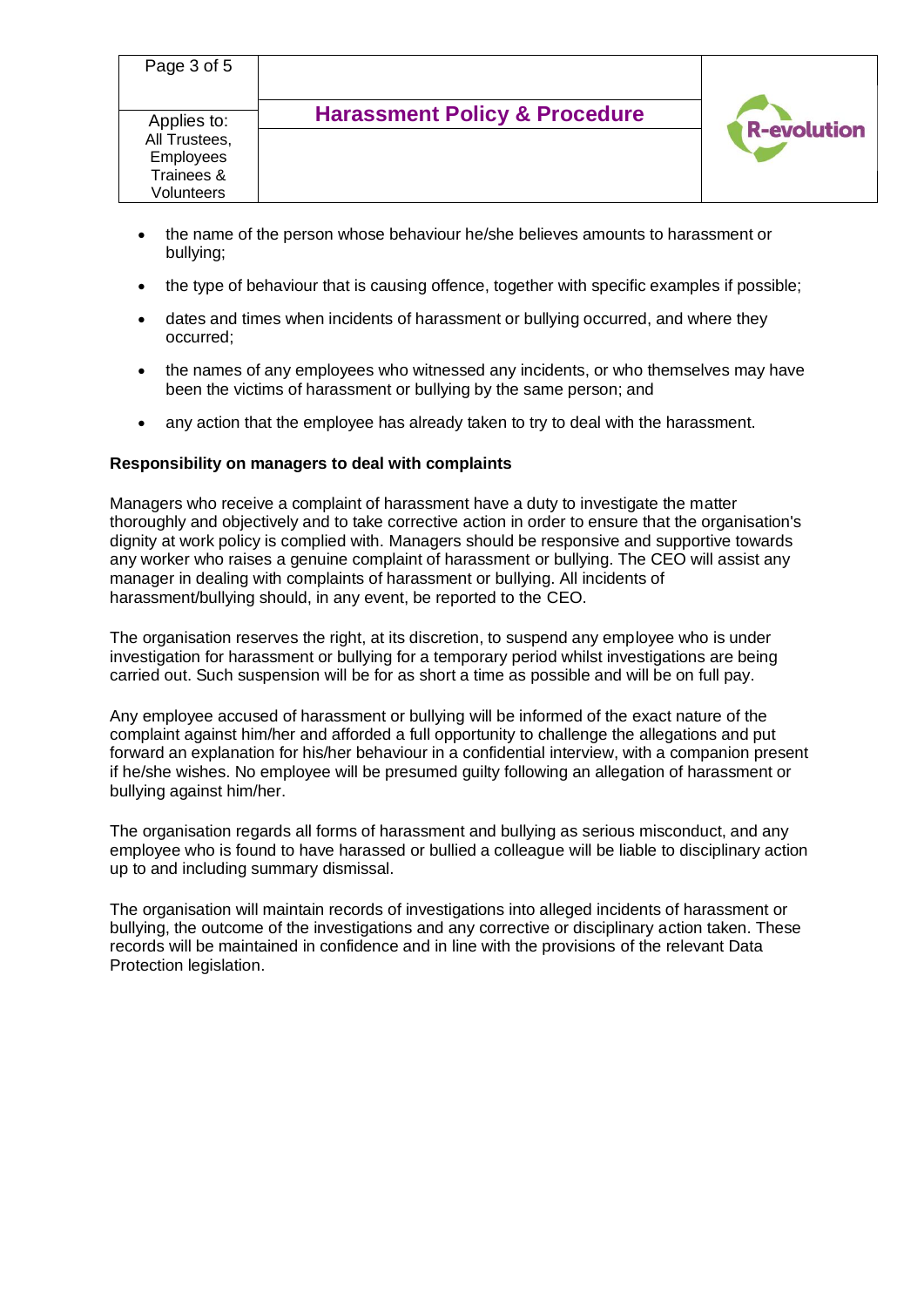- the name of the person whose behaviour he/she believes amounts to harassment or bullying;
- the type of behaviour that is causing offence, together with specific examples if possible;
- dates and times when incidents of harassment or bullying occurred, and where they occurred;
- the names of any employees who witnessed any incidents, or who themselves may have been the victims of harassment or bullying by the same person; and
- any action that the employee has already taken to try to deal with the harassment.

**Responsibility on managers to deal with complaints**

Managers who receive a complaint of harassment have a duty to investigate the matter thoroughly and objectively and to take corrective action in order to ensure that the organisation's dignity at work policy is complied with. Managers should be responsive and supportive towards any worker who raises a genuine complaint of harassment or bullying. The CEO will assist any manager in dealing with complaints of harassment or bullying. All incidents of harassment/bullying should, in any event, be reported to the CEO.

The organisation reserves the right, at its discretion, to suspend any employee who is under investigation for harassment or bullying for a temporary period whilst investigations are being carried out. Such suspension will be for as short a time as possible and will be on full pay.

Any employee accused of harassment or bullying will be informed of the exact nature of the complaint against him/her and afforded a full opportunity to challenge the allegations and put forward an explanation for his/her behaviour in a confidential interview, with a companion present if he/she wishes. No employee will be presumed guilty following an allegation of harassment or bullying against him/her.

The organisation regards all forms of harassment and bullying as serious misconduct, and any employee who is found to have harassed or bullied a colleague will be liable to disciplinary action up to and including summary dismissal.

The organisation will maintain records of investigations into alleged incidents of harassment or bullying, the outcome of the investigations and any corrective or disciplinary action taken. These records will be maintained in confidence and in line with the provisions of the relevant Data Protection legislation.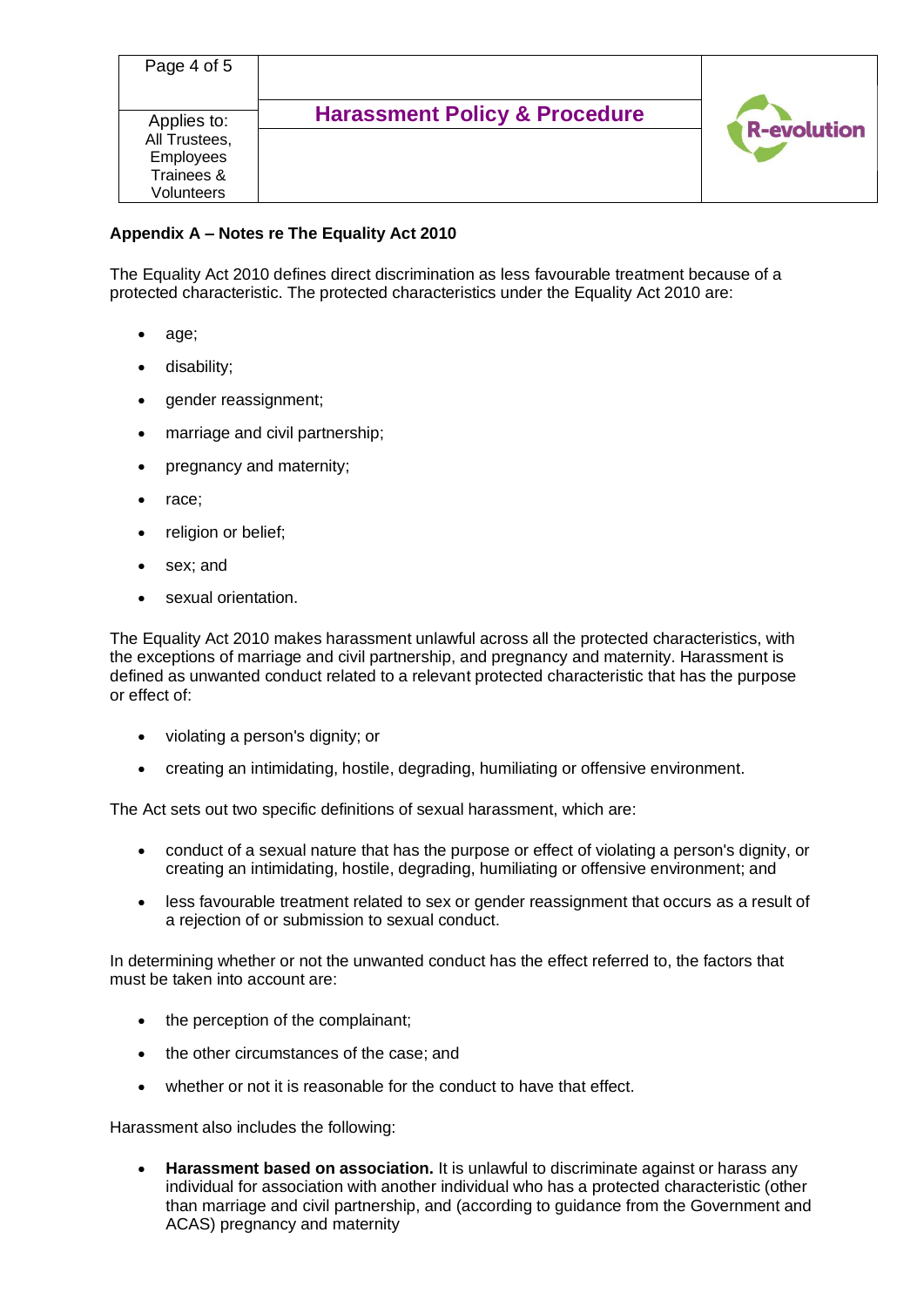**Appendix A – Notes re The Equality Act 2010**

The Equality Act 2010 defines direct discrimination as less favourable treatment because of a protected characteristic. The protected characteristics under the Equality Act 2010 are:

- age;
- disability;
- gender reassignment;
- marriage and civil partnership;
- pregnancy and maternity;
- race;
- religion or belief;
- sex; and
- sexual orientation.

The Equality Act 2010 makes harassment unlawful across all the protected characteristics, with the exceptions of marriage and civil partnership, and pregnancy and maternity. Harassment is defined as unwanted conduct related to a relevant protected characteristic that has the purpose or effect of:

- violating a person's dignity; or
- creating an intimidating, hostile, degrading, humiliating or offensive environment.

The Act sets out two specific definitions of sexual harassment, which are:

- conduct of a sexual nature that has the purpose or effect of violating a person's dignity, or creating an intimidating, hostile, degrading, humiliating or offensive environment; and
- less favourable treatment related to sex or gender reassignment that occurs as a result of a rejection of or submission to sexual conduct.

In determining whether or not the unwanted conduct has the effect referred to, the factors that must be taken into account are:

- the perception of the complainant;
- the other circumstances of the case; and
- whether or not it is reasonable for the conduct to have that effect.

Harassment also includes the following:

- **Harassment based on association.** It is unlawful to discriminate against or harass any individual for association with another individual who has a protected characteristic (other than marriage and civil partnership, and (according to guidance from the Government and ACAS) pregnancy and maternity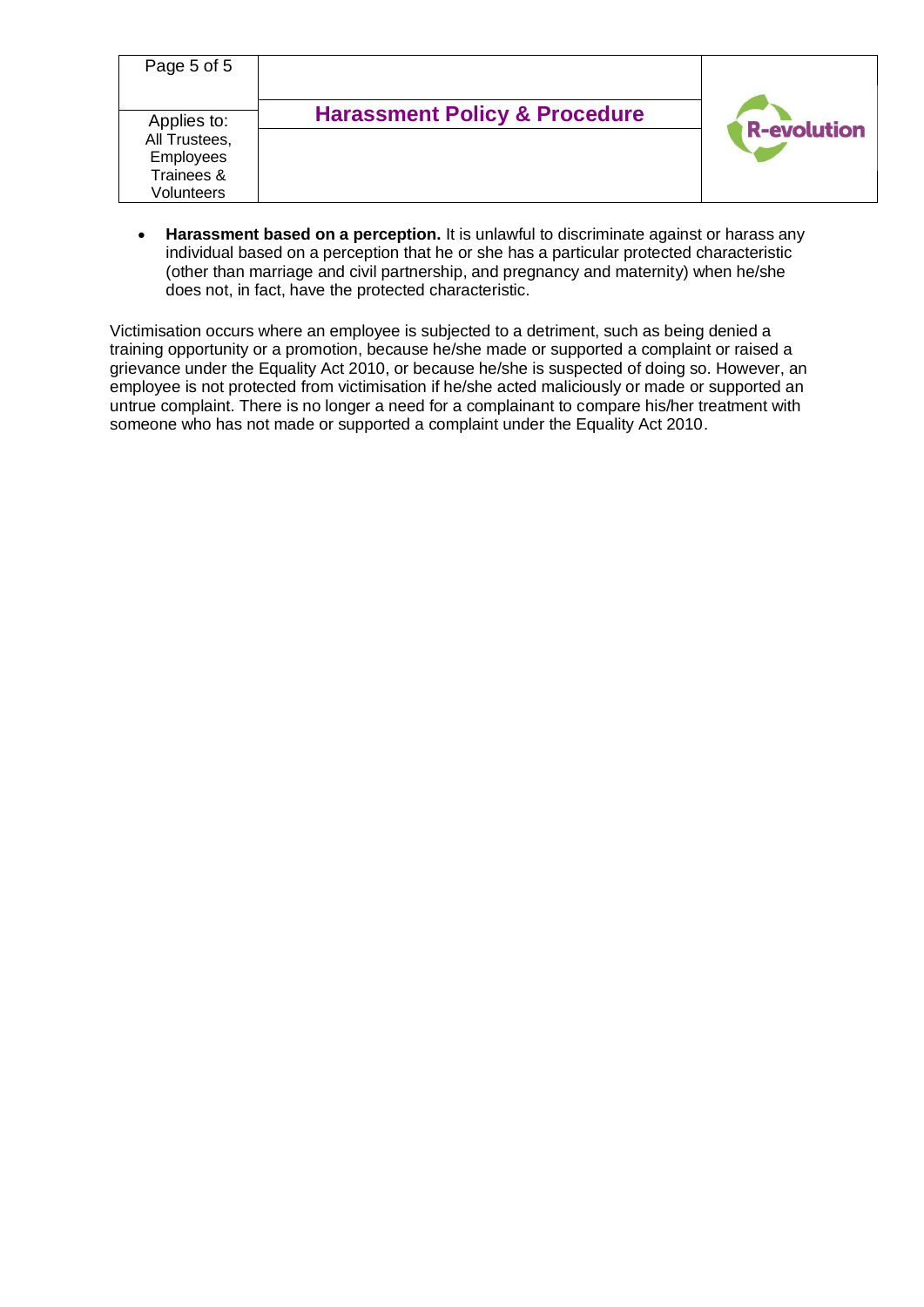- **Harassment based on a perception.** It is unlawful to discriminate against or harass any individual based on a perception that he or she has a particular protected characteristic (other than marriage and civil partnership, and pregnancy and maternity) when he/she does not, in fact, have the protected characteristic.

Victimisation occurs where an employee is subjected to a detriment, such as being denied a training opportunity or a promotion, because he/she made or supported a complaint or raised a grievance under the Equality Act 2010, or because he/she is suspected of doing so. However, an employee is not protected from victimisation if he/she acted maliciously or made or supported an untrue complaint. There is no longer a need for a complainant to compare his/her treatment with someone who has not made or supported a complaint under the Equality Act 2010.